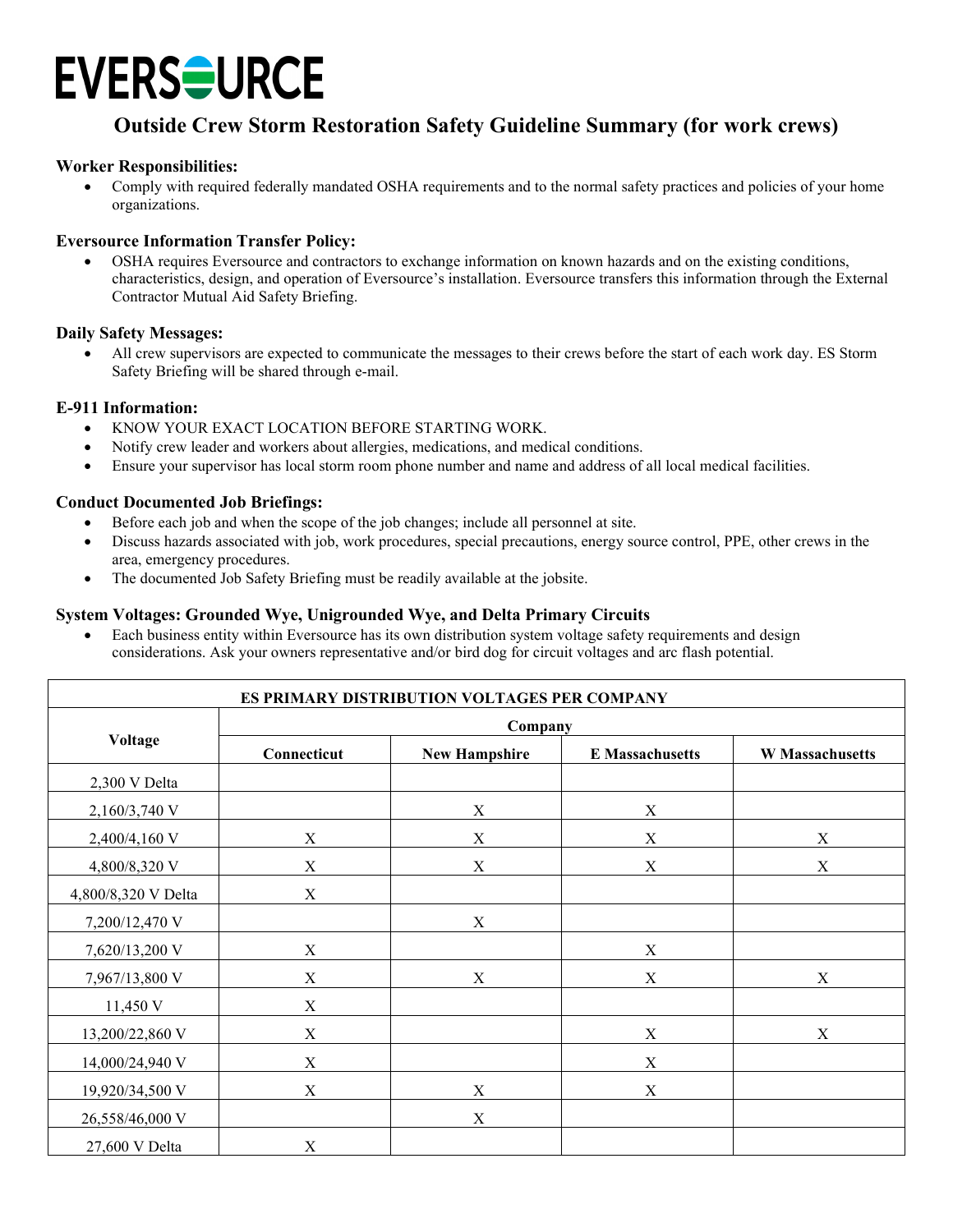# EVERSOURCE

## Outside Crew Storm Restoration Safety Guideline Summary (for work crews)

**Worker Responsibilities:**

- Comply with required federally mandated OSHA requirements and to the normal safety practices and policies of your home organizations.

**Eversource Information Transfer Policy:**

- OSHA requires Eversource and contractors to exchange information on known hazards and on the existing conditions, characteristics, design, and operation of Eversource's installation. Eversource transfers this information through the External Contractor Mutual Aid Safety Briefing.

**Daily Safety Messages:**

- All crew supervisors are expected to communicate the messages to their crews before the start of each work day. ES Storm Safety Briefing will be shared through e-mail.

**E-911 Information:**

- KNOW YOUR EXACT LOCATION BEFORE STARTING WORK.
- Notify crew leader and workers about allergies, medications, and medical conditions.
- Ensure your supervisor has local storm room phone number and name and address of all local medical facilities.

**Conduct Documented Job Briefings:**

- Before each job and when the scope of the job changes; include all personnel at site.
- Discuss hazards associated with job, work procedures, special precautions, energy source control, PPE, other crews in the area, emergency procedures.
- The documented Job Safety Briefing must be readily available at the jobsite.

**System Voltages: Grounded Wye, Unigrounded Wye, and Delta Primary Circuits**

- Each business entity within Eversource has its own distribution system voltage safety requirements and design considerations. Ask your owners representative and/or bird dog for circuit voltages and arc flash potential.

| ES PRIMARY DISTRIBUTION VOLTAGES PER COMPANY | | | | |
|---|---|---|---|---|
| Voltage | Company | | | |
| | Connecticut | New Hampshire | E Massachusetts | W Massachusetts |
| 2,300 V Delta | | | | |
| 2,160/3,740 V | | X | X | |
| 2,400/4,160 V | X | X | X | X |
| 4,800/8,320 V | X | X | X | X |
| 4,800/8,320 V Delta | X | | | |
| 7,200/12,470 V | | X | | |
| 7,620/13,200 V | X | | X | |
| 7,967/13,800 V | X | X | X | X |
| 11,450 V | X | | | |
| 13,200/22,860 V | X | | X | X |
| 14,000/24,940 V | X | | X | |
| 19,920/34,500 V | X | X | X | |
| 26,558/46,000 V | | X | | |
| 27,600 V Delta | X | | | |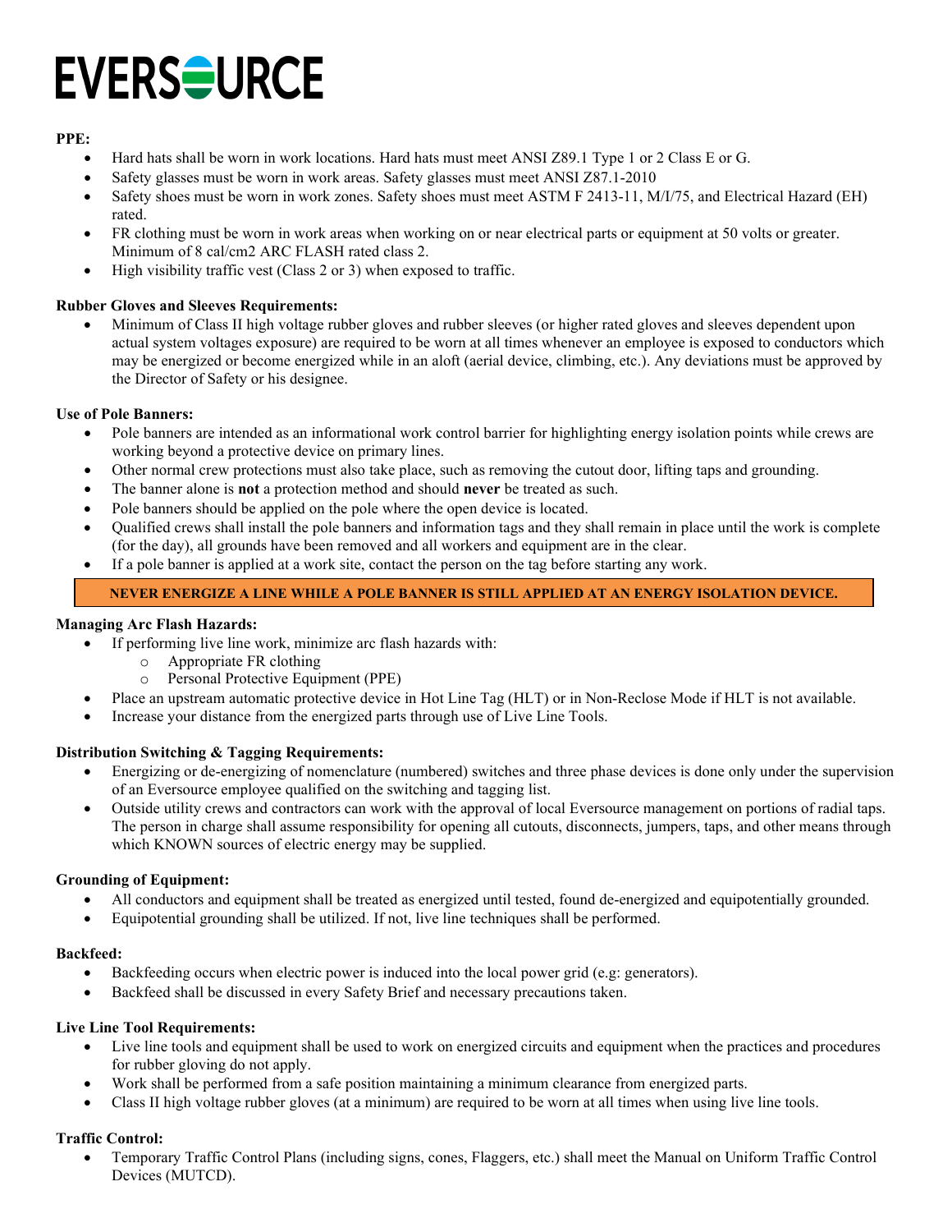EVERSOURCE

**PPE:**

- Hard hats shall be worn in work locations. Hard hats must meet ANSI Z89.1 Type 1 or 2 Class E or G.
- Safety glasses must be worn in work areas. Safety glasses must meet ANSI Z87.1-2010
- Safety shoes must be worn in work zones. Safety shoes must meet ASTM F 2413-11, M/I/75, and Electrical Hazard (EH) rated.
- FR clothing must be worn in work areas when working on or near electrical parts or equipment at 50 volts or greater. Minimum of 8 cal/cm2 ARC FLASH rated class 2.
- High visibility traffic vest (Class 2 or 3) when exposed to traffic.

**Rubber Gloves and Sleeves Requirements:**

- Minimum of Class II high voltage rubber gloves and rubber sleeves (or higher rated gloves and sleeves dependent upon actual system voltages exposure) are required to be worn at all times whenever an employee is exposed to conductors which may be energized or become energized while in an aloft (aerial device, climbing, etc.). Any deviations must be approved by the Director of Safety or his designee.

**Use of Pole Banners:**

- Pole banners are intended as an informational work control barrier for highlighting energy isolation points while crews are working beyond a protective device on primary lines.
- Other normal crew protections must also take place, such as removing the cutout door, lifting taps and grounding.
- The banner alone is **not** a protection method and should **never** be treated as such.
- Pole banners should be applied on the pole where the open device is located.
- Qualified crews shall install the pole banners and information tags and they shall remain in place until the work is complete (for the day), all grounds have been removed and all workers and equipment are in the clear.
- If a pole banner is applied at a work site, contact the person on the tag before starting any work.

**NEVER ENERGIZE A LINE WHILE A POLE BANNER IS STILL APPLIED AT AN ENERGY ISOLATION DEVICE.**

**Managing Arc Flash Hazards:**

- If performing live line work, minimize arc flash hazards with:
  - Appropriate FR clothing
  - Personal Protective Equipment (PPE)
- Place an upstream automatic protective device in Hot Line Tag (HLT) or in Non-Reclose Mode if HLT is not available.
- Increase your distance from the energized parts through use of Live Line Tools.

**Distribution Switching & Tagging Requirements:**

- Energizing or de-energizing of nomenclature (numbered) switches and three phase devices is done only under the supervision of an Eversource employee qualified on the switching and tagging list.
- Outside utility crews and contractors can work with the approval of local Eversource management on portions of radial taps. The person in charge shall assume responsibility for opening all cutouts, disconnects, jumpers, taps, and other means through which KNOWN sources of electric energy may be supplied.

**Grounding of Equipment:**

- All conductors and equipment shall be treated as energized until tested, found de-energized and equipotentially grounded.
- Equipotential grounding shall be utilized. If not, live line techniques shall be performed.

**Backfeed:**

- Backfeeding occurs when electric power is induced into the local power grid (e.g: generators).
- Backfeed shall be discussed in every Safety Brief and necessary precautions taken.

**Live Line Tool Requirements:**

- Live line tools and equipment shall be used to work on energized circuits and equipment when the practices and procedures for rubber gloving do not apply.
- Work shall be performed from a safe position maintaining a minimum clearance from energized parts.
- Class II high voltage rubber gloves (at a minimum) are required to be worn at all times when using live line tools.

**Traffic Control:**

- Temporary Traffic Control Plans (including signs, cones, Flaggers, etc.) shall meet the Manual on Uniform Traffic Control Devices (MUTCD).